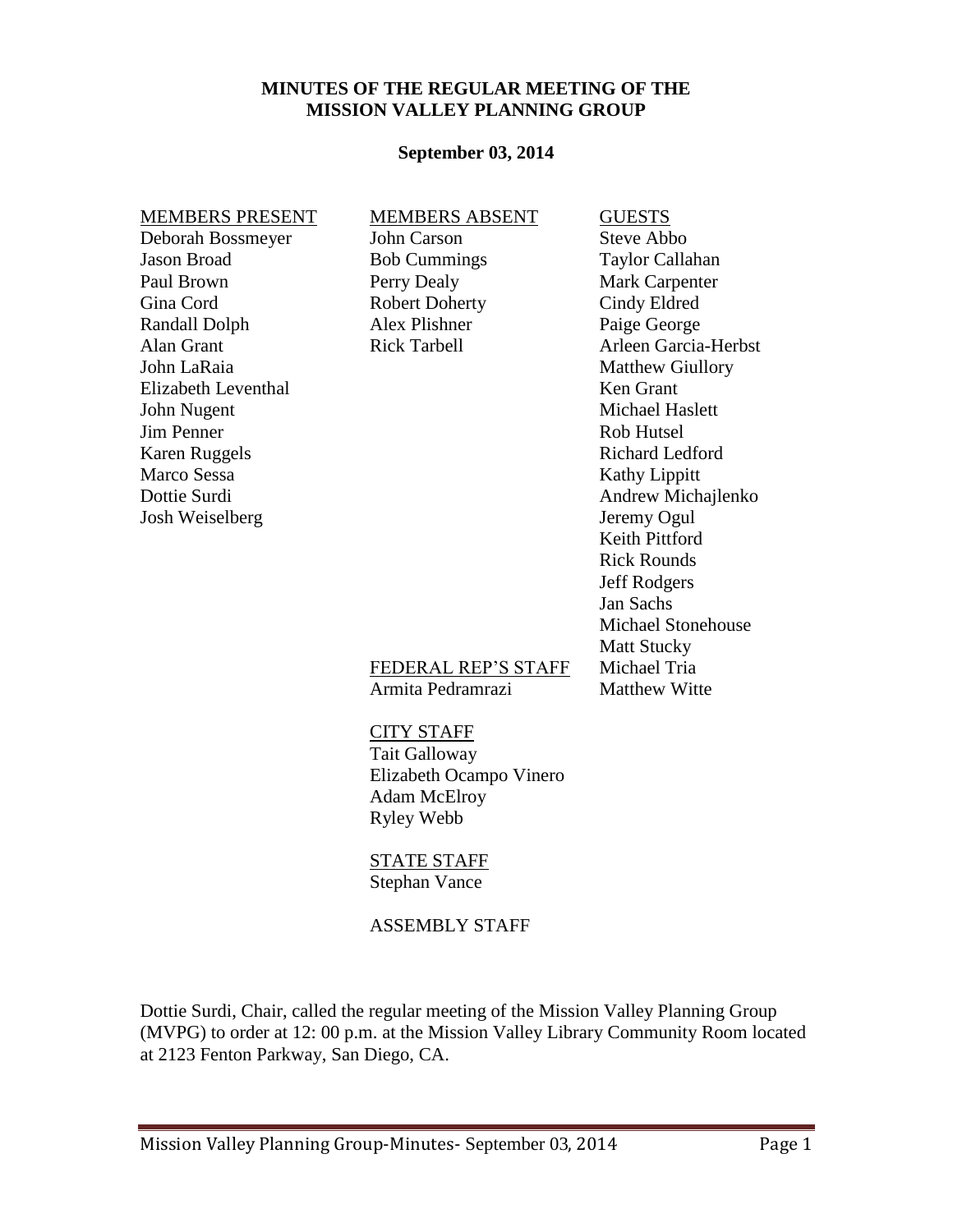**MINUTES OF THE REGULAR MEETING OF THE MISSION VALLEY PLANNING GROUP**

**September 03, 2014**

MEMBERS PRESENT
Deborah Bossmeyer
Jason Broad
Paul Brown
Gina Cord
Randall Dolph
Alan Grant
John LaRaia
Elizabeth Leventhal
John Nugent
Jim Penner
Karen Ruggels
Marco Sessa
Dottie Surdi
Josh Weiselberg

MEMBERS ABSENT
John Carson
Bob Cummings
Perry Dealy
Robert Doherty
Alex Plishner
Rick Tarbell

FEDERAL REP'S STAFF
Armita Pedramrazi

CITY STAFF
Tait Galloway
Elizabeth Ocampo Vinero
Adam McElroy
Ryley Webb

STATE STAFF
Stephan Vance

ASSEMBLY STAFF

GUESTS
Steve Abbo
Taylor Callahan
Mark Carpenter
Cindy Eldred
Paige George
Arleen Garcia-Herbst
Matthew Giullory
Ken Grant
Michael Haslett
Rob Hutsel
Richard Ledford
Kathy Lippitt
Andrew Michajlenko
Jeremy Ogul
Keith Pittford
Rick Rounds
Jeff Rodgers
Jan Sachs
Michael Stonehouse
Matt Stucky
Michael Tria
Matthew Witte

Dottie Surdi, Chair, called the regular meeting of the Mission Valley Planning Group (MVPG) to order at 12: 00 p.m. at the Mission Valley Library Community Room located at 2123 Fenton Parkway, San Diego, CA.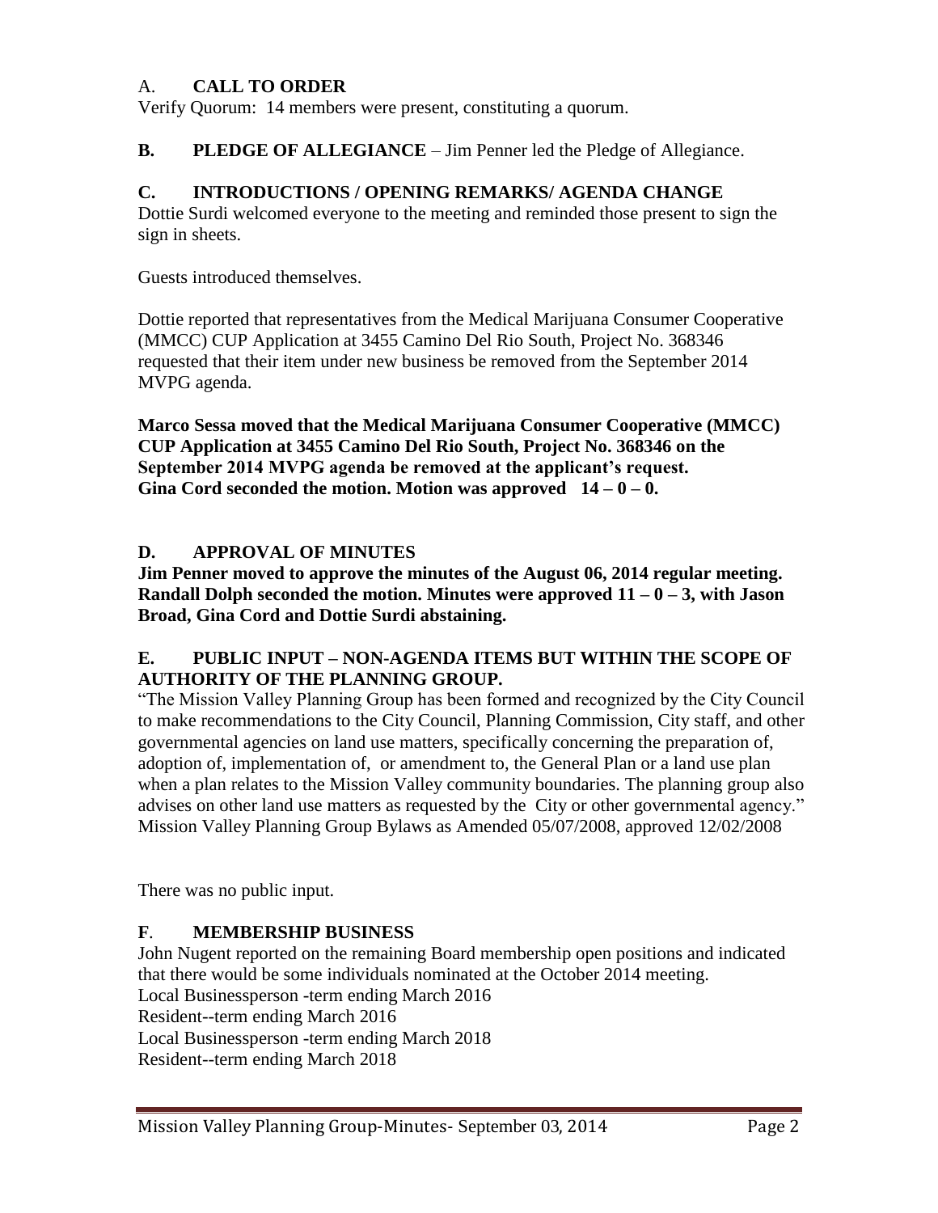## A. **CALL TO ORDER**

Verify Quorum: 14 members were present, constituting a quorum.

## **B. PLEDGE OF ALLEGIANCE** – Jim Penner led the Pledge of Allegiance.

## **C. INTRODUCTIONS / OPENING REMARKS/ AGENDA CHANGE**

Dottie Surdi welcomed everyone to the meeting and reminded those present to sign the sign in sheets.

Guests introduced themselves.

Dottie reported that representatives from the Medical Marijuana Consumer Cooperative (MMCC) CUP Application at 3455 Camino Del Rio South, Project No. 368346 requested that their item under new business be removed from the September 2014 MVPG agenda.

**Marco Sessa moved that the Medical Marijuana Consumer Cooperative (MMCC) CUP Application at 3455 Camino Del Rio South, Project No. 368346 on the September 2014 MVPG agenda be removed at the applicant's request. Gina Cord seconded the motion. Motion was approved 14 – 0 – 0.**

## **D. APPROVAL OF MINUTES**

**Jim Penner moved to approve the minutes of the August 06, 2014 regular meeting. Randall Dolph seconded the motion. Minutes were approved 11 – 0 – 3, with Jason Broad, Gina Cord and Dottie Surdi abstaining.**

## **E. PUBLIC INPUT – NON-AGENDA ITEMS BUT WITHIN THE SCOPE OF AUTHORITY OF THE PLANNING GROUP.**

"The Mission Valley Planning Group has been formed and recognized by the City Council to make recommendations to the City Council, Planning Commission, City staff, and other governmental agencies on land use matters, specifically concerning the preparation of, adoption of, implementation of, or amendment to, the General Plan or a land use plan when a plan relates to the Mission Valley community boundaries. The planning group also advises on other land use matters as requested by the City or other governmental agency." Mission Valley Planning Group Bylaws as Amended 05/07/2008, approved 12/02/2008

There was no public input.

## **F. MEMBERSHIP BUSINESS**

John Nugent reported on the remaining Board membership open positions and indicated that there would be some individuals nominated at the October 2014 meeting.
Local Businessperson -term ending March 2016
Resident--term ending March 2016
Local Businessperson -term ending March 2018
Resident--term ending March 2018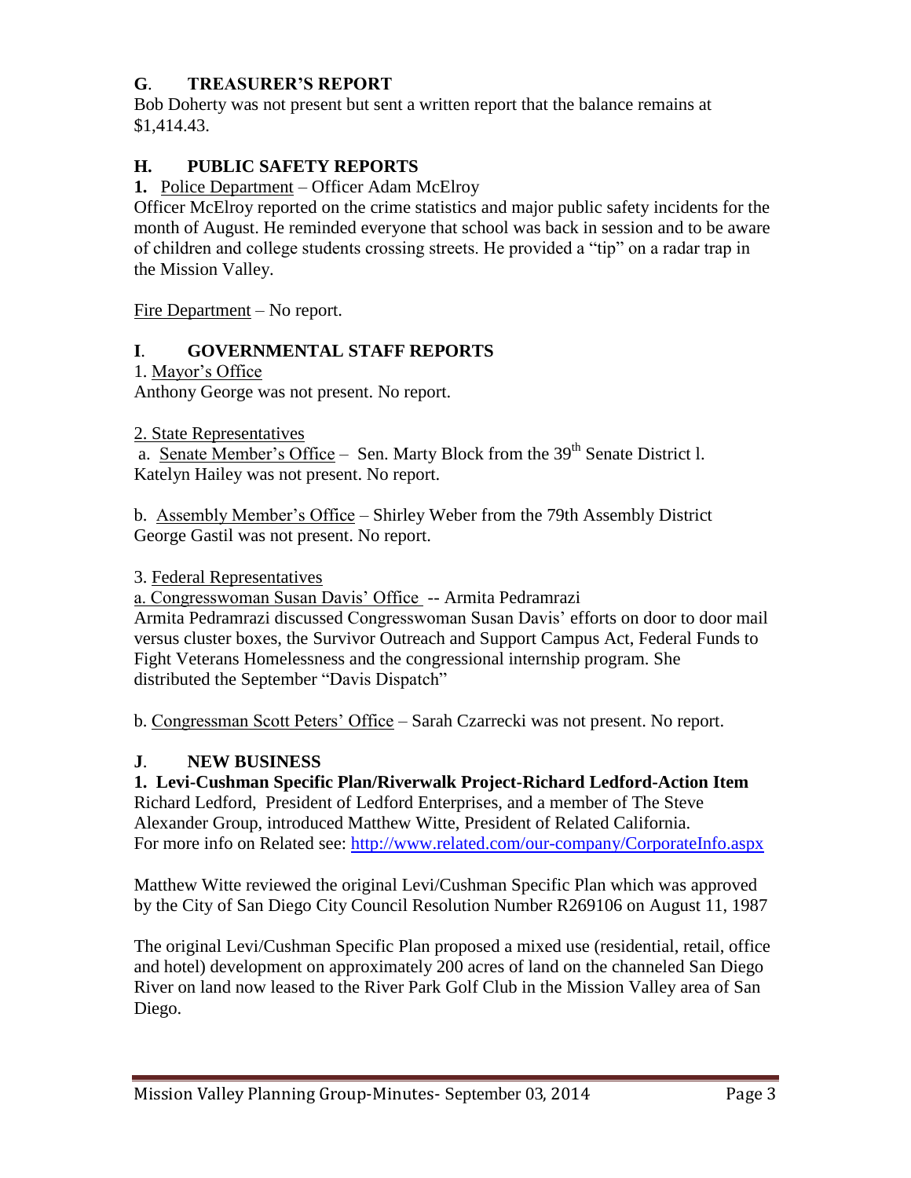## G. TREASURER'S REPORT

Bob Doherty was not present but sent a written report that the balance remains at $1,414.43.

## H. PUBLIC SAFETY REPORTS

**1.** Police Department – Officer Adam McElroy

Officer McElroy reported on the crime statistics and major public safety incidents for the month of August. He reminded everyone that school was back in session and to be aware of children and college students crossing streets. He provided a "tip" on a radar trap in the Mission Valley.

Fire Department – No report.

## I. GOVERNMENTAL STAFF REPORTS

1. Mayor's Office

Anthony George was not present. No report.

2. State Representatives

a. Senate Member's Office – Sen. Marty Block from the 39th Senate District l.
Katelyn Hailey was not present. No report.

b. Assembly Member's Office – Shirley Weber from the 79th Assembly District
George Gastil was not present. No report.

3. Federal Representatives

a. Congresswoman Susan Davis' Office -- Armita Pedramrazi

Armita Pedramrazi discussed Congresswoman Susan Davis' efforts on door to door mail versus cluster boxes, the Survivor Outreach and Support Campus Act, Federal Funds to Fight Veterans Homelessness and the congressional internship program. She distributed the September "Davis Dispatch"

b. Congressman Scott Peters' Office – Sarah Czarrecki was not present. No report.

## J. NEW BUSINESS

**1. Levi-Cushman Specific Plan/Riverwalk Project-Richard Ledford-Action Item**

Richard Ledford, President of Ledford Enterprises, and a member of The Steve Alexander Group, introduced Matthew Witte, President of Related California.
For more info on Related see: http://www.related.com/our-company/CorporateInfo.aspx

Matthew Witte reviewed the original Levi/Cushman Specific Plan which was approved by the City of San Diego City Council Resolution Number R269106 on August 11, 1987

The original Levi/Cushman Specific Plan proposed a mixed use (residential, retail, office and hotel) development on approximately 200 acres of land on the channeled San Diego River on land now leased to the River Park Golf Club in the Mission Valley area of San Diego.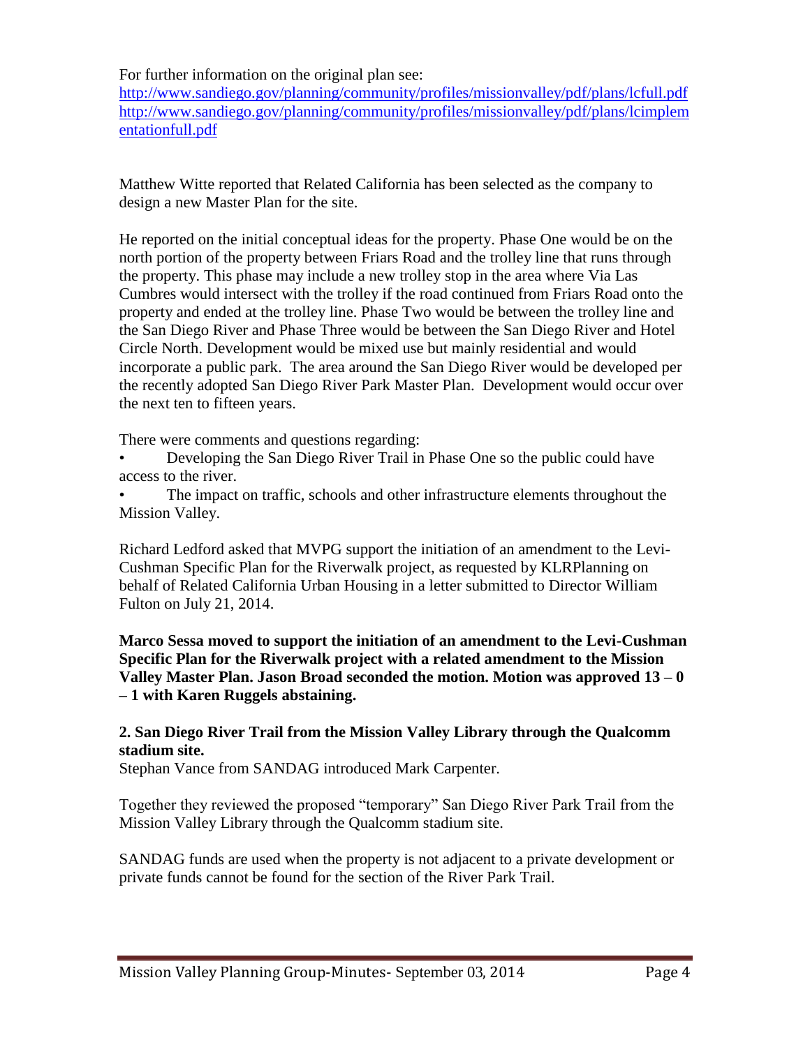For further information on the original plan see:
[http://www.sandiego.gov/planning/community/profiles/missionvalley/pdf/plans/lcfull.pdf](http://www.sandiego.gov/planning/community/profiles/missionvalley/pdf/plans/lcfull.pdf)
[http://www.sandiego.gov/planning/community/profiles/missionvalley/pdf/plans/lcimplementationfull.pdf](http://www.sandiego.gov/planning/community/profiles/missionvalley/pdf/plans/lcimplementationfull.pdf)

Matthew Witte reported that Related California has been selected as the company to design a new Master Plan for the site.

He reported on the initial conceptual ideas for the property. Phase One would be on the north portion of the property between Friars Road and the trolley line that runs through the property. This phase may include a new trolley stop in the area where Via Las Cumbres would intersect with the trolley if the road continued from Friars Road onto the property and ended at the trolley line. Phase Two would be between the trolley line and the San Diego River and Phase Three would be between the San Diego River and Hotel Circle North. Development would be mixed use but mainly residential and would incorporate a public park. The area around the San Diego River would be developed per the recently adopted San Diego River Park Master Plan. Development would occur over the next ten to fifteen years.

There were comments and questions regarding:

- Developing the San Diego River Trail in Phase One so the public could have access to the river.
- The impact on traffic, schools and other infrastructure elements throughout the Mission Valley.

Richard Ledford asked that MVPG support the initiation of an amendment to the Levi-Cushman Specific Plan for the Riverwalk project, as requested by KLRPlanning on behalf of Related California Urban Housing in a letter submitted to Director William Fulton on July 21, 2014.

**Marco Sessa moved to support the initiation of an amendment to the Levi-Cushman Specific Plan for the Riverwalk project with a related amendment to the Mission Valley Master Plan. Jason Broad seconded the motion. Motion was approved 13 – 0 – 1 with Karen Ruggels abstaining.**

**2. San Diego River Trail from the Mission Valley Library through the Qualcomm stadium site.**

Stephan Vance from SANDAG introduced Mark Carpenter.

Together they reviewed the proposed "temporary" San Diego River Park Trail from the Mission Valley Library through the Qualcomm stadium site.

SANDAG funds are used when the property is not adjacent to a private development or private funds cannot be found for the section of the River Park Trail.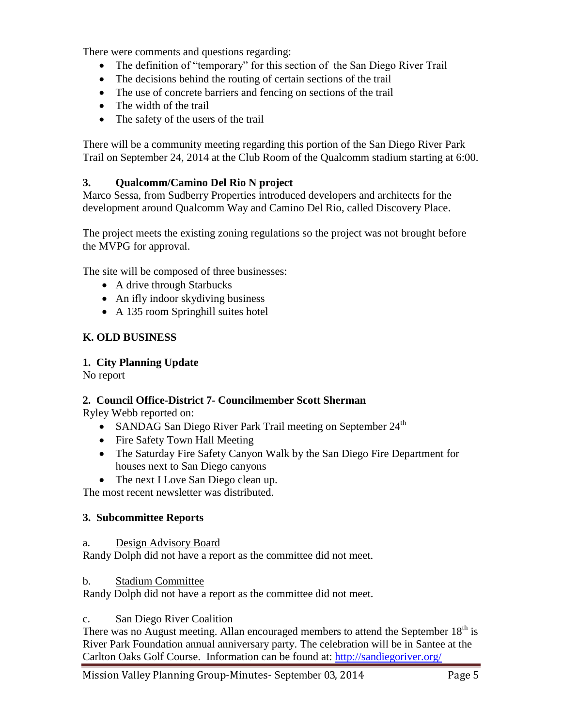There were comments and questions regarding:

- The definition of "temporary" for this section of the San Diego River Trail
- The decisions behind the routing of certain sections of the trail
- The use of concrete barriers and fencing on sections of the trail
- The width of the trail
- The safety of the users of the trail

There will be a community meeting regarding this portion of the San Diego River Park Trail on September 24, 2014 at the Club Room of the Qualcomm stadium starting at 6:00.

**3. Qualcomm/Camino Del Rio N project**

Marco Sessa, from Sudberry Properties introduced developers and architects for the development around Qualcomm Way and Camino Del Rio, called Discovery Place.

The project meets the existing zoning regulations so the project was not brought before the MVPG for approval.

The site will be composed of three businesses:

- A drive through Starbucks
- An ifly indoor skydiving business
- A 135 room Springhill suites hotel

## K. OLD BUSINESS

**1. City Planning Update**

No report

**2. Council Office-District 7- Councilmember Scott Sherman**

Ryley Webb reported on:

- SANDAG San Diego River Park Trail meeting on September 24th
- Fire Safety Town Hall Meeting
- The Saturday Fire Safety Canyon Walk by the San Diego Fire Department for houses next to San Diego canyons
- The next I Love San Diego clean up.

The most recent newsletter was distributed.

**3. Subcommittee Reports**

a. Design Advisory Board

Randy Dolph did not have a report as the committee did not meet.

b. Stadium Committee

Randy Dolph did not have a report as the committee did not meet.

c. San Diego River Coalition

There was no August meeting. Allan encouraged members to attend the September 18th is River Park Foundation annual anniversary party. The celebration will be in Santee at the Carlton Oaks Golf Course. Information can be found at: [http://sandiegoriver.org/](http://sandiegoriver.org/)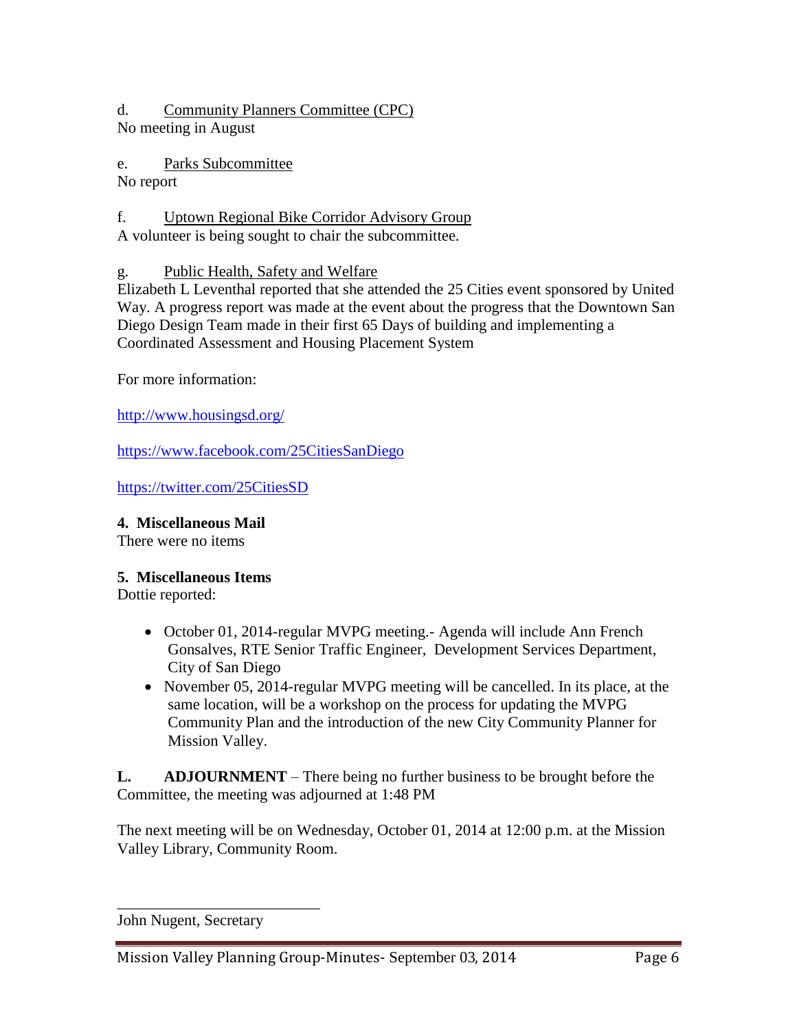d. Community Planners Committee (CPC)
No meeting in August

e. Parks Subcommittee
No report

f. Uptown Regional Bike Corridor Advisory Group
A volunteer is being sought to chair the subcommittee.

g. Public Health, Safety and Welfare
Elizabeth L Leventhal reported that she attended the 25 Cities event sponsored by United Way. A progress report was made at the event about the progress that the Downtown San Diego Design Team made in their first 65 Days of building and implementing a Coordinated Assessment and Housing Placement System

For more information:

http://www.housingsd.org/

https://www.facebook.com/25CitiesSanDiego

https://twitter.com/25CitiesSD

**4. Miscellaneous Mail**
There were no items

**5. Miscellaneous Items**
Dottie reported:

- October 01, 2014-regular MVPG meeting.- Agenda will include Ann French Gonsalves, RTE Senior Traffic Engineer, Development Services Department, City of San Diego
- November 05, 2014-regular MVPG meeting will be cancelled. In its place, at the same location, will be a workshop on the process for updating the MVPG Community Plan and the introduction of the new City Community Planner for Mission Valley.

**L. ADJOURNMENT** – There being no further business to be brought before the Committee, the meeting was adjourned at 1:48 PM

The next meeting will be on Wednesday, October 01, 2014 at 12:00 p.m. at the Mission Valley Library, Community Room.

\_\_\_\_\_\_\_\_\_\_\_\_\_\_\_\_\_\_\_\_\_\_\_\_\_\_\_

John Nugent, Secretary